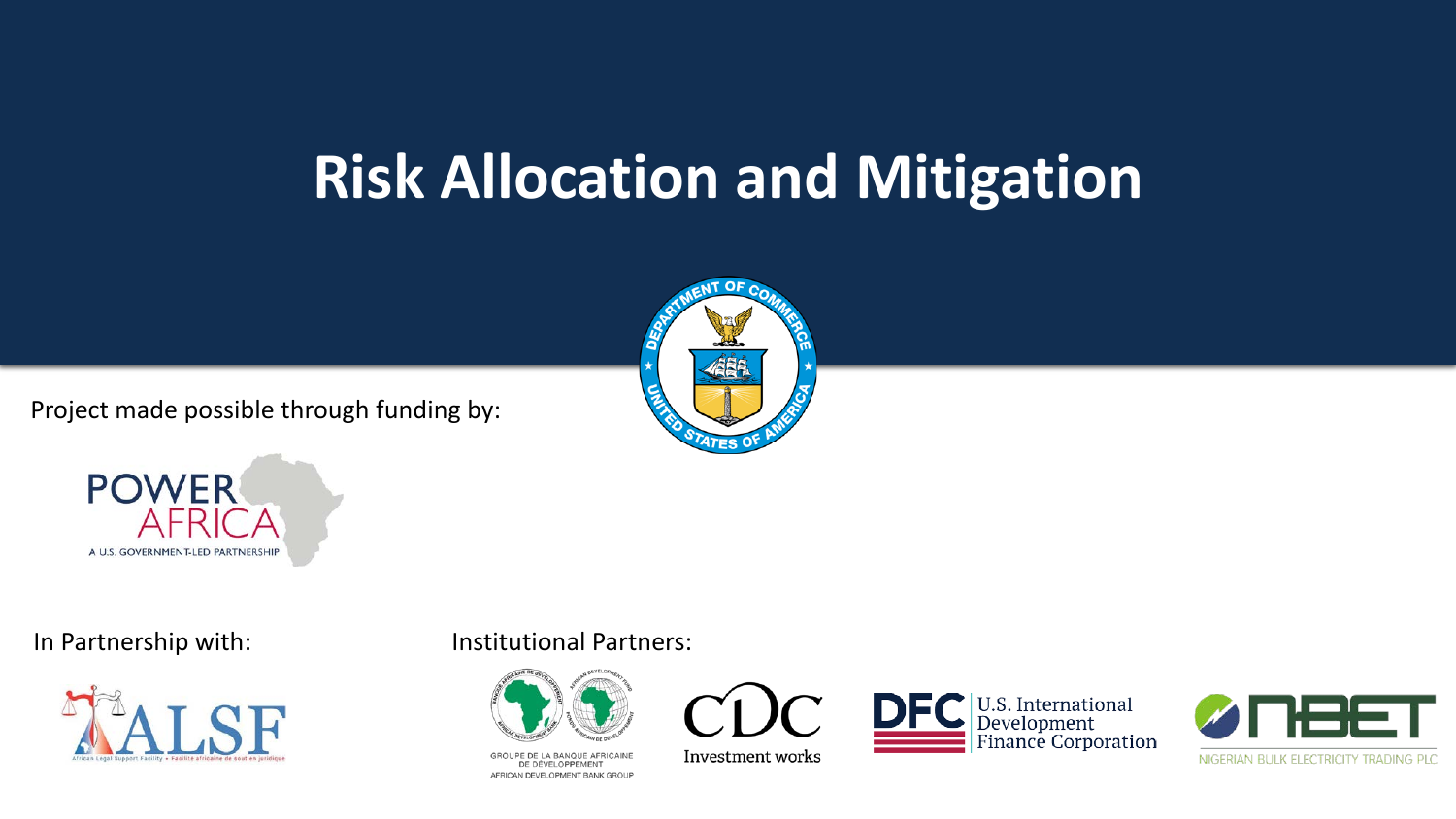# Risk Allocation and Mitigation

Project made possible through funding by:

POWER AFRICA
A U.S. GOVERNMENT-LED PARTNERSHIP

In Partnership with:

ALSF
African Legal Support Facility • Facilité africaine de soutien juridique

Institutional Partners:

GROUPE DE LA BANQUE AFRICAINE DE DÉVELOPPEMENT
AFRICAN DEVELOPMENT BANK GROUP

CDC
Investment works

DFC U.S. International Development Finance Corporation

NBET
NIGERIAN BULK ELECTRICITY TRADING PLC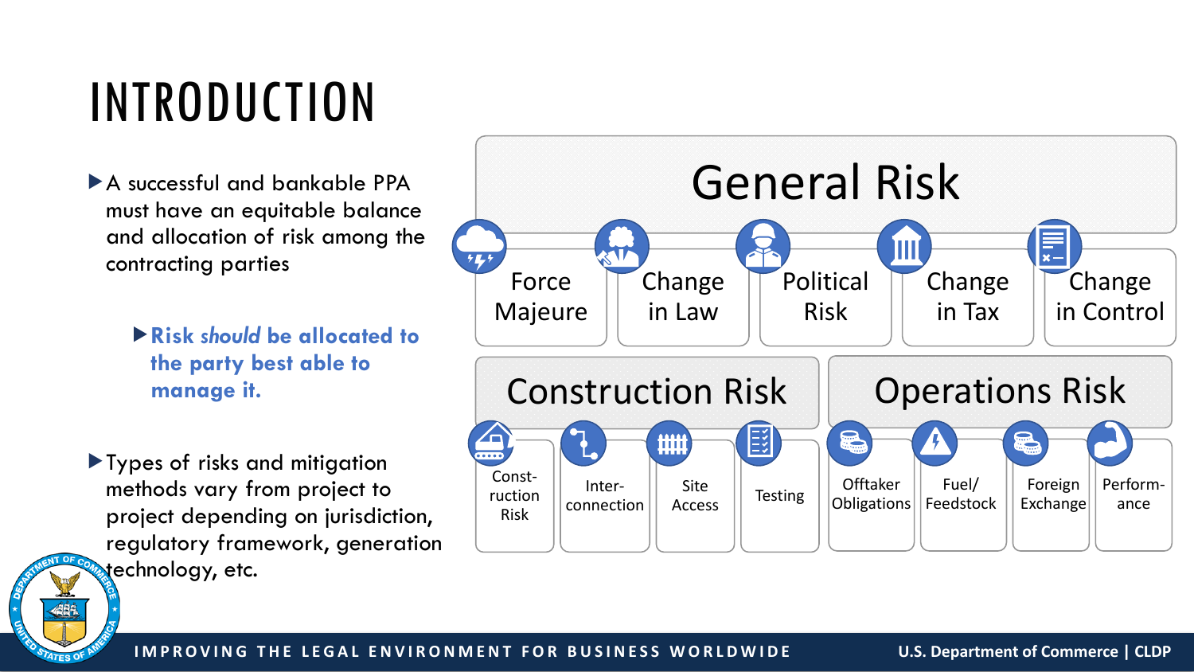# INTRODUCTION

- A successful and bankable PPA must have an equitable balance and allocation of risk among the contracting parties
  - **Risk *should* be allocated to the party best able to manage it.**
- Types of risks and mitigation methods vary from project to project depending on jurisdiction, regulatory framework, generation technology, etc.

General Risk

Force Majeure

Change in Law

Political Risk

Change in Tax

Change in Control

Construction Risk

Const-ruction Risk

Inter-connection

Site Access

Testing

Operations Risk

Offtaker Obligations

Fuel/ Feedstock

Foreign Exchange

Perform-ance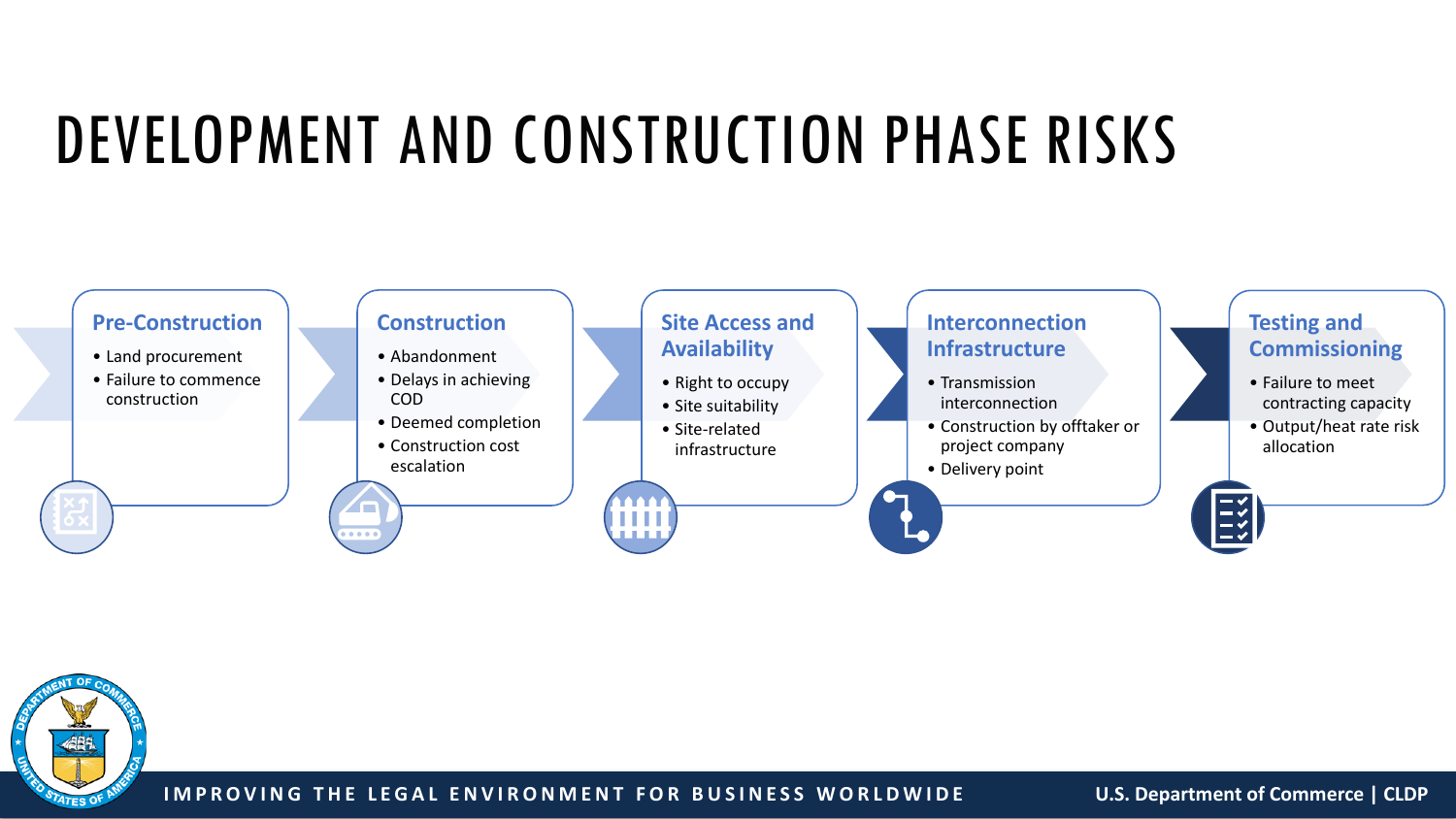# DEVELOPMENT AND CONSTRUCTION PHASE RISKS

### Pre-Construction

- Land procurement
- Failure to commence construction

### Construction

- Abandonment
- Delays in achieving COD
- Deemed completion
- Construction cost escalation

### Site Access and Availability

- Right to occupy
- Site suitability
- Site-related infrastructure

### Interconnection Infrastructure

- Transmission interconnection
- Construction by offtaker or project company
- Delivery point

### Testing and Commissioning

- Failure to meet contracting capacity
- Output/heat rate risk allocation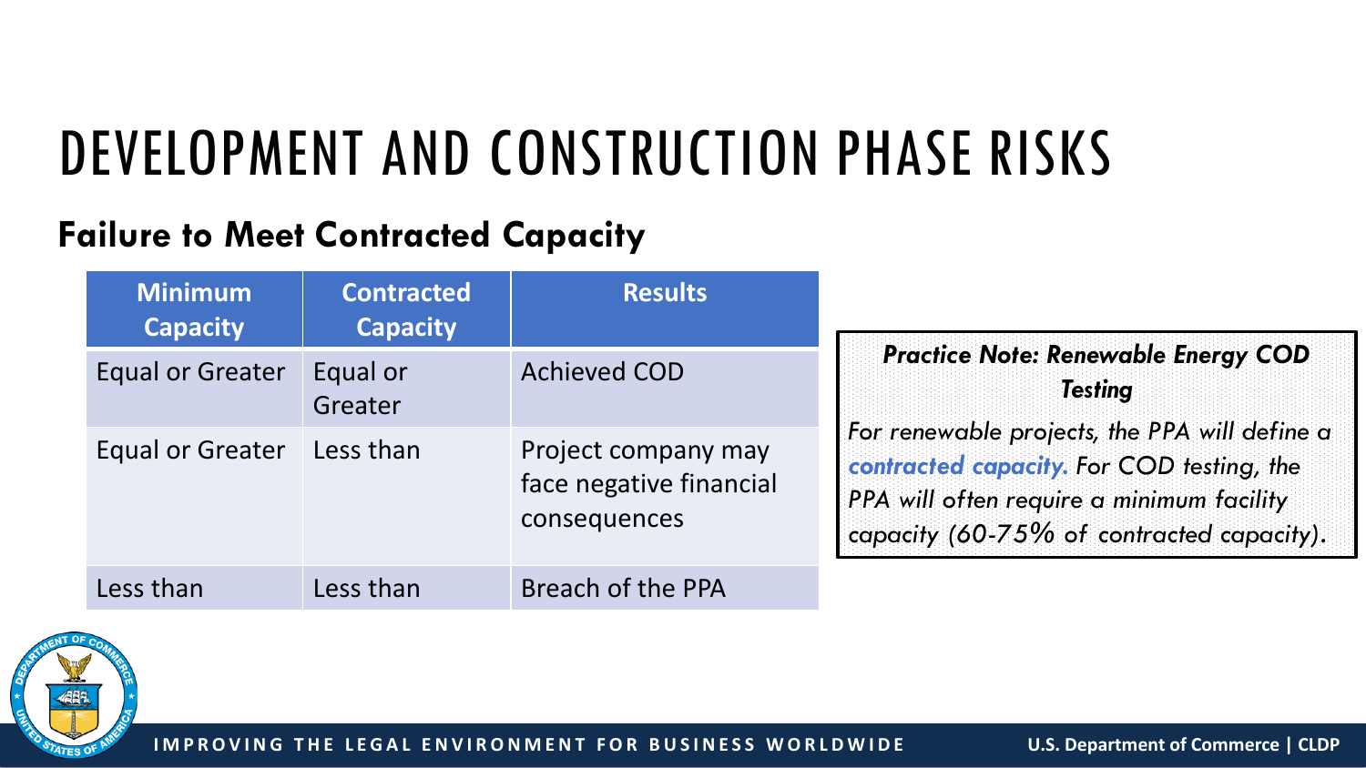# DEVELOPMENT AND CONSTRUCTION PHASE RISKS

## Failure to Meet Contracted Capacity

| Minimum Capacity | Contracted Capacity | Results |
| --- | --- | --- |
| Equal or Greater | Equal or Greater | Achieved COD |
| Equal or Greater | Less than | Project company may face negative financial consequences |
| Less than | Less than | Breach of the PPA |

***Practice Note: Renewable Energy COD Testing***

*For renewable projects, the PPA will define a **contracted capacity.** For COD testing, the PPA will often require a minimum facility capacity (60-75% of contracted capacity).*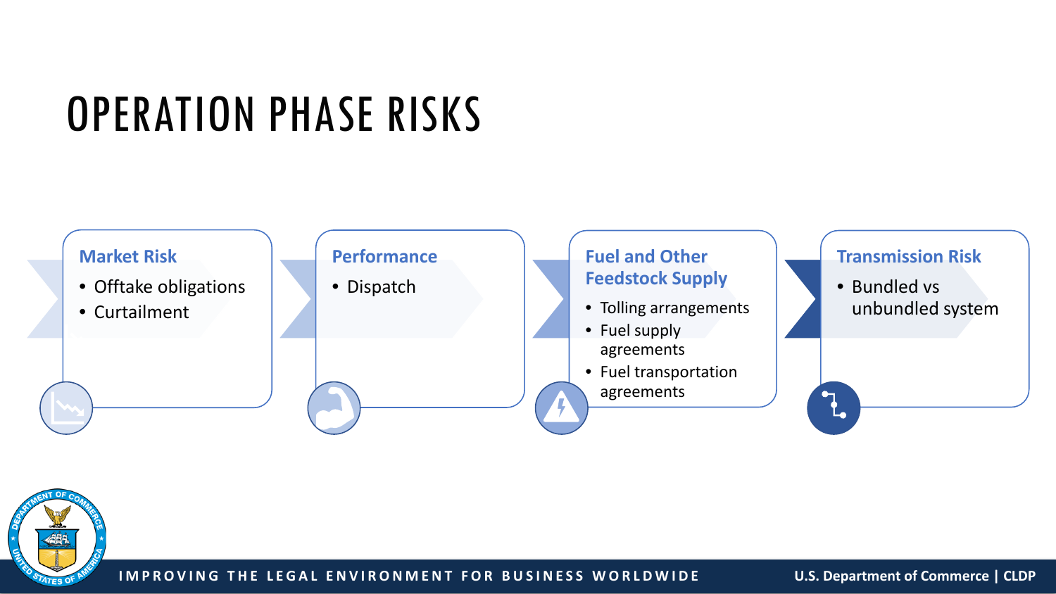# OPERATION PHASE RISKS

### Market Risk

- Offtake obligations
- Curtailment

### Performance

- Dispatch

### Fuel and Other Feedstock Supply

- Tolling arrangements
- Fuel supply agreements
- Fuel transportation agreements

### Transmission Risk

- Bundled vs unbundled system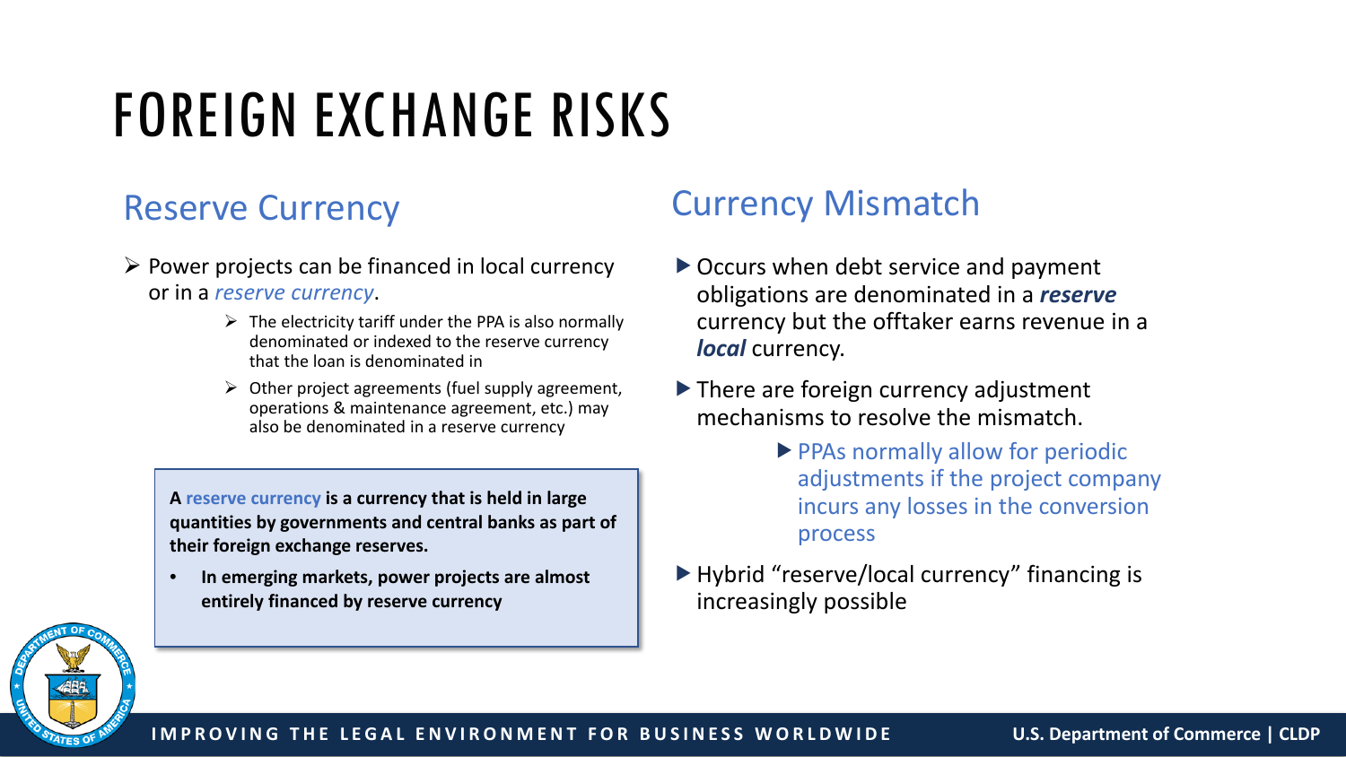# FOREIGN EXCHANGE RISKS

## Reserve Currency

- Power projects can be financed in local currency or in a *reserve currency*.
  - The electricity tariff under the PPA is also normally denominated or indexed to the reserve currency that the loan is denominated in
  - Other project agreements (fuel supply agreement, operations & maintenance agreement, etc.) may also be denominated in a reserve currency

**A reserve currency is a currency that is held in large quantities by governments and central banks as part of their foreign exchange reserves.**

- **In emerging markets, power projects are almost entirely financed by reserve currency**

## Currency Mismatch

- Occurs when debt service and payment obligations are denominated in a ***reserve*** currency but the offtaker earns revenue in a ***local*** currency.
- There are foreign currency adjustment mechanisms to resolve the mismatch.
  - PPAs normally allow for periodic adjustments if the project company incurs any losses in the conversion process
- Hybrid "reserve/local currency" financing is increasingly possible